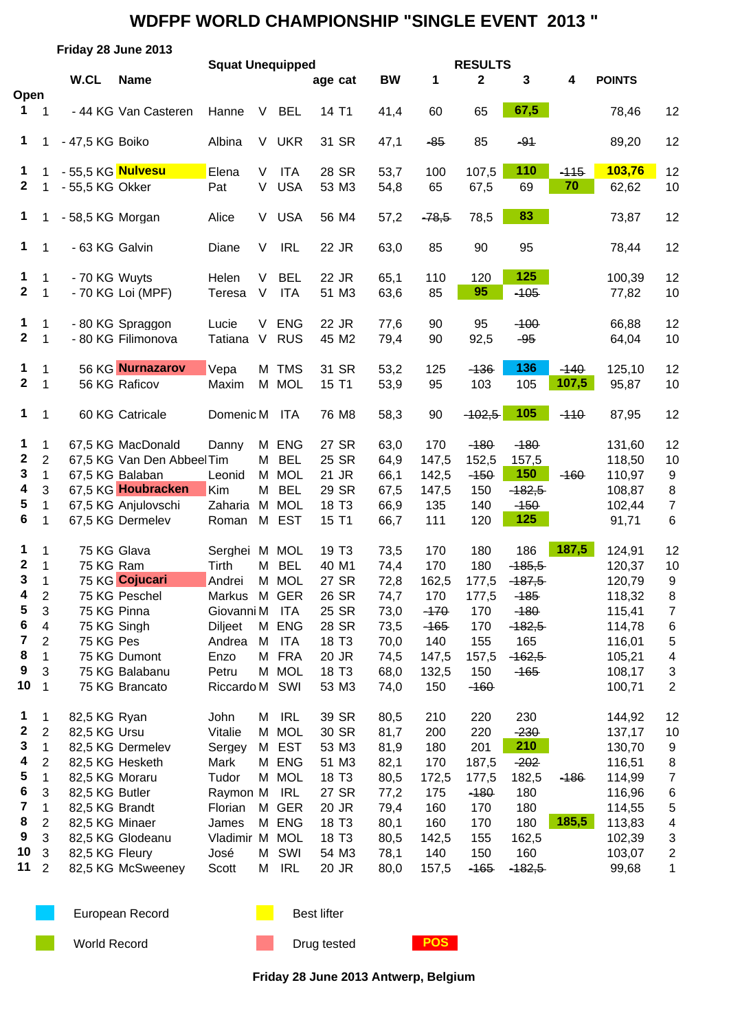# WDFPF WORLD CHAMPIONSHIP "SINGLE EVENT 2013 "

**Friday 28 June 2013**

**Squat Unequipped**

| Open | | W.CL | Name | | | | age | cat | BW | 1 | 2 | 3 | 4 | POINTS | |
|---|---|---|---|---|---|---|---|---|---|---|---|---|---|---|---|
| 1 | 1 | - 44 KG | Van Casteren | Hanne | V | BEL | 14 | T1 | 41,4 | 60 | 65 | 67,5 | | 78,46 | 12 |
| 1 | 1 | - 47,5 KG | Boiko | Albina | V | UKR | 31 | SR | 47,1 | ~~85~~ | 85 | ~~91~~ | | 89,20 | 12 |
| 1 | 1 | - 55,5 KG | Nulvesu | Elena | V | ITA | 28 | SR | 53,7 | 100 | 107,5 | 110 | ~~115~~ | 103,76 | 12 |
| 2 | 1 | - 55,5 KG | Okker | Pat | V | USA | 53 | M3 | 54,8 | 65 | 67,5 | 69 | 70 | 62,62 | 10 |
| 1 | 1 | - 58,5 KG | Morgan | Alice | V | USA | 56 | M4 | 57,2 | ~~78,5~~ | 78,5 | 83 | | 73,87 | 12 |
| 1 | 1 | - 63 KG | Galvin | Diane | V | IRL | 22 | JR | 63,0 | 85 | 90 | 95 | | 78,44 | 12 |
| 1 | 1 | - 70 KG | Wuyts | Helen | V | BEL | 22 | JR | 65,1 | 110 | 120 | 125 | | 100,39 | 12 |
| 2 | 1 | - 70 KG | Loi (MPF) | Teresa | V | ITA | 51 | M3 | 63,6 | 85 | 95 | ~~105~~ | | 77,82 | 10 |
| 1 | 1 | - 80 KG | Spraggon | Lucie | V | ENG | 22 | JR | 77,6 | 90 | 95 | ~~100~~ | | 66,88 | 12 |
| 2 | 1 | - 80 KG | Filimonova | Tatiana | V | RUS | 45 | M2 | 79,4 | 90 | 92,5 | ~~95~~ | | 64,04 | 10 |
| 1 | 1 | 56 KG | Nurnazarov | Vepa | M | TMS | 31 | SR | 53,2 | 125 | ~~136~~ | 136 | ~~140~~ | 125,10 | 12 |
| 2 | 1 | 56 KG | Raficov | Maxim | M | MOL | 15 | T1 | 53,9 | 95 | 103 | 105 | 107,5 | 95,87 | 10 |
| 1 | 1 | 60 KG | Catricale | Domenic | M | ITA | 76 | M8 | 58,3 | 90 | ~~102,5~~ | 105 | ~~110~~ | 87,95 | 12 |
| 1 | 1 | 67,5 KG | MacDonald | Danny | M | ENG | 27 | SR | 63,0 | 170 | ~~180~~ | ~~180~~ | | 131,60 | 12 |
| 2 | 2 | 67,5 KG | Van Den Abbeel | Tim | M | BEL | 25 | SR | 64,9 | 147,5 | 152,5 | 157,5 | | 118,50 | 10 |
| 3 | 1 | 67,5 KG | Balaban | Leonid | M | MOL | 21 | JR | 66,1 | 142,5 | ~~150~~ | 150 | ~~160~~ | 110,97 | 9 |
| 4 | 3 | 67,5 KG | Houbracken | Kim | M | BEL | 29 | SR | 67,5 | 147,5 | 150 | ~~182,5~~ | | 108,87 | 8 |
| 5 | 1 | 67,5 KG | Anjulovschi | Zaharia | M | MOL | 18 | T3 | 66,9 | 135 | 140 | ~~150~~ | | 102,44 | 7 |
| 6 | 1 | 67,5 KG | Dermelev | Roman | M | EST | 15 | T1 | 66,7 | 111 | 120 | 125 | | 91,71 | 6 |
| 1 | 1 | 75 KG | Glava | Serghei | M | MOL | 19 | T3 | 73,5 | 170 | 180 | 186 | 187,5 | 124,91 | 12 |
| 2 | 1 | 75 KG | Ram | Tirth | M | BEL | 40 | M1 | 74,4 | 170 | 180 | ~~185,5~~ | | 120,37 | 10 |
| 3 | 1 | 75 KG | Cojucari | Andrei | M | MOL | 27 | SR | 72,8 | 162,5 | 177,5 | ~~187,5~~ | | 120,79 | 9 |
| 4 | 2 | 75 KG | Peschel | Markus | M | GER | 26 | SR | 74,7 | 170 | 177,5 | ~~185~~ | | 118,32 | 8 |
| 5 | 3 | 75 KG | Pinna | Giovanni | M | ITA | 25 | SR | 73,0 | ~~170~~ | 170 | ~~180~~ | | 115,41 | 7 |
| 6 | 4 | 75 KG | Singh | Diljeet | M | ENG | 28 | SR | 73,5 | ~~165~~ | 170 | ~~182,5~~ | | 114,78 | 6 |
| 7 | 2 | 75 KG | Pes | Andrea | M | ITA | 18 | T3 | 70,0 | 140 | 155 | 165 | | 116,01 | 5 |
| 8 | 1 | 75 KG | Dumont | Enzo | M | FRA | 20 | JR | 74,5 | 147,5 | 157,5 | ~~162,5~~ | | 105,21 | 4 |
| 9 | 3 | 75 KG | Balabanu | Petru | M | MOL | 18 | T3 | 68,0 | 132,5 | 150 | ~~165~~ | | 108,17 | 3 |
| 10 | 1 | 75 KG | Brancato | Riccardo | M | SWI | 53 | M3 | 74,0 | 150 | ~~160~~ | | | 100,71 | 2 |
| 1 | 1 | 82,5 KG | Ryan | John | M | IRL | 39 | SR | 80,5 | 210 | 220 | 230 | | 144,92 | 12 |
| 2 | 2 | 82,5 KG | Ursu | Vitalie | M | MOL | 30 | SR | 81,7 | 200 | 220 | ~~230~~ | | 137,17 | 10 |
| 3 | 1 | 82,5 KG | Dermelev | Sergey | M | EST | 53 | M3 | 81,9 | 180 | 201 | 210 | | 130,70 | 9 |
| 4 | 2 | 82,5 KG | Hesketh | Mark | M | ENG | 51 | M3 | 82,1 | 170 | 187,5 | ~~202~~ | | 116,51 | 8 |
| 5 | 1 | 82,5 KG | Moraru | Tudor | M | MOL | 18 | T3 | 80,5 | 172,5 | 177,5 | 182,5 | ~~186~~ | 114,99 | 7 |
| 6 | 3 | 82,5 KG | Butler | Raymon | M | IRL | 27 | SR | 77,2 | 175 | ~~180~~ | 180 | | 116,96 | 6 |
| 7 | 1 | 82,5 KG | Brandt | Florian | M | GER | 20 | JR | 79,4 | 160 | 170 | 180 | | 114,55 | 5 |
| 8 | 2 | 82,5 KG | Minaer | James | M | ENG | 18 | T3 | 80,1 | 160 | 170 | 180 | 185,5 | 113,83 | 4 |
| 9 | 3 | 82,5 KG | Glodeanu | Vladimir | M | MOL | 18 | T3 | 80,5 | 142,5 | 155 | 162,5 | | 102,39 | 3 |
| 10 | 3 | 82,5 KG | Fleury | José | M | SWI | 54 | M3 | 78,1 | 140 | 150 | 160 | | 103,07 | 2 |
| 11 | 2 | 82,5 KG | McSweeney | Scott | M | IRL | 20 | JR | 80,0 | 157,5 | ~~165~~ | ~~182,5~~ | | 99,68 | 1 |

European Record — Best lifter

World Record — Drug tested — POS

**Friday 28 June 2013 Antwerp, Belgium**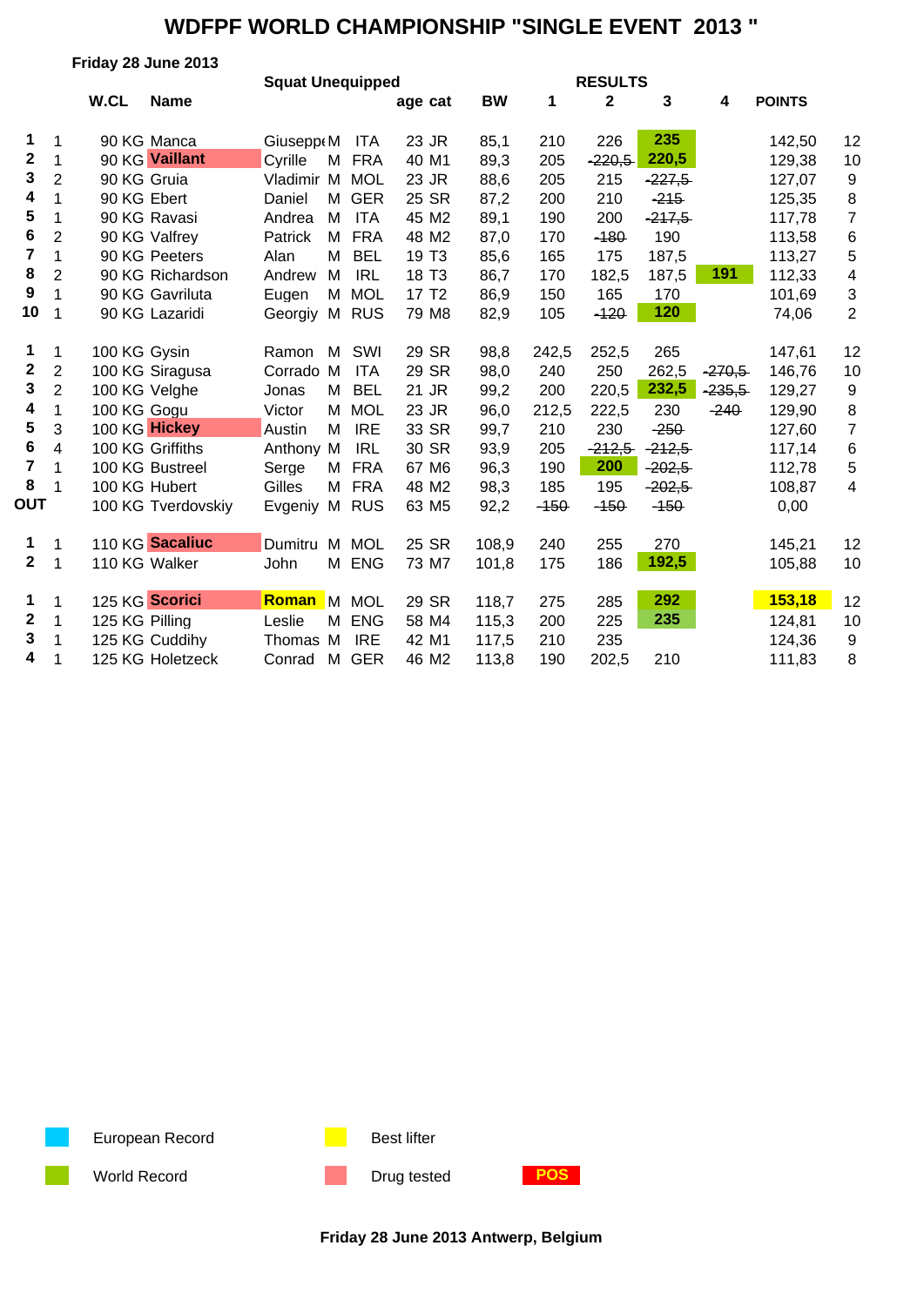# WDFPF WORLD CHAMPIONSHIP "SINGLE EVENT 2013 "

**Friday 28 June 2013**

**Squat Unequipped**

| | | W.CL | Name | | | | age | cat | BW | 1 | 2 | 3 | 4 | POINTS | |
|---|---|---|---|---|---|---|---|---|---|---|---|---|---|---|---|
| **1** | 1 | 90 KG | Manca | Giuseppe | M | ITA | 23 | JR | 85,1 | 210 | 226 | **235** | | 142,50 | 12 |
| **2** | 1 | 90 KG | **Vaillant** | Cyrille | M | FRA | 40 | M1 | 89,3 | 205 | ~~220,5~~ | **220,5** | | 129,38 | 10 |
| **3** | 2 | 90 KG | Gruia | Vladimir | M | MOL | 23 | JR | 88,6 | 205 | 215 | ~~227,5~~ | | 127,07 | 9 |
| **4** | 1 | 90 KG | Ebert | Daniel | M | GER | 25 | SR | 87,2 | 200 | 210 | ~~215~~ | | 125,35 | 8 |
| **5** | 1 | 90 KG | Ravasi | Andrea | M | ITA | 45 | M2 | 89,1 | 190 | 200 | ~~217,5~~ | | 117,78 | 7 |
| **6** | 2 | 90 KG | Valfrey | Patrick | M | FRA | 48 | M2 | 87,0 | 170 | ~~180~~ | 190 | | 113,58 | 6 |
| **7** | 1 | 90 KG | Peeters | Alan | M | BEL | 19 | T3 | 85,6 | 165 | 175 | 187,5 | | 113,27 | 5 |
| **8** | 2 | 90 KG | Richardson | Andrew | M | IRL | 18 | T3 | 86,7 | 170 | 182,5 | 187,5 | **191** | 112,33 | 4 |
| **9** | 1 | 90 KG | Gavriluta | Eugen | M | MOL | 17 | T2 | 86,9 | 150 | 165 | 170 | | 101,69 | 3 |
| **10** | 1 | 90 KG | Lazaridi | Georgiy | M | RUS | 79 | M8 | 82,9 | 105 | ~~120~~ | **120** | | 74,06 | 2 |
| | | | | | | | | | | | | | | | |
| **1** | 1 | 100 KG | Gysin | Ramon | M | SWI | 29 | SR | 98,8 | 242,5 | 252,5 | 265 | | 147,61 | 12 |
| **2** | 2 | 100 KG | Siragusa | Corrado | M | ITA | 29 | SR | 98,0 | 240 | 250 | 262,5 | ~~270,5~~ | 146,76 | 10 |
| **3** | 2 | 100 KG | Velghe | Jonas | M | BEL | 21 | JR | 99,2 | 200 | 220,5 | **232,5** | ~~235,5~~ | 129,27 | 9 |
| **4** | 1 | 100 KG | Gogu | Victor | M | MOL | 23 | JR | 96,0 | 212,5 | 222,5 | 230 | ~~240~~ | 129,90 | 8 |
| **5** | 3 | 100 KG | **Hickey** | Austin | M | IRE | 33 | SR | 99,7 | 210 | 230 | ~~250~~ | | 127,60 | 7 |
| **6** | 4 | 100 KG | Griffiths | Anthony | M | IRL | 30 | SR | 93,9 | 205 | ~~212,5~~ | ~~212,5~~ | | 117,14 | 6 |
| **7** | 1 | 100 KG | Bustreel | Serge | M | FRA | 67 | M6 | 96,3 | 190 | **200** | ~~202,5~~ | | 112,78 | 5 |
| **8** | 1 | 100 KG | Hubert | Gilles | M | FRA | 48 | M2 | 98,3 | 185 | 195 | ~~202,5~~ | | 108,87 | 4 |
| **OUT** | | 100 KG | Tverdovskiy | Evgeniy | M | RUS | 63 | M5 | 92,2 | ~~150~~ | ~~150~~ | ~~150~~ | | 0,00 | |
| | | | | | | | | | | | | | | | |
| **1** | 1 | 110 KG | **Sacaliuc** | Dumitru | M | MOL | 25 | SR | 108,9 | 240 | 255 | 270 | | 145,21 | 12 |
| **2** | 1 | 110 KG | Walker | John | M | ENG | 73 | M7 | 101,8 | 175 | 186 | **192,5** | | 105,88 | 10 |
| | | | | | | | | | | | | | | | |
| **1** | 1 | 125 KG | **Scorici** | **Roman** | M | MOL | 29 | SR | 118,7 | 275 | 285 | **292** | | **153,18** | 12 |
| **2** | 1 | 125 KG | Pilling | Leslie | M | ENG | 58 | M4 | 115,3 | 200 | 225 | **235** | | 124,81 | 10 |
| **3** | 1 | 125 KG | Cuddihy | Thomas | M | IRE | 42 | M1 | 117,5 | 210 | 235 | | | 124,36 | 9 |
| **4** | 1 | 125 KG | Holetzeck | Conrad | M | GER | 46 | M2 | 113,8 | 190 | 202,5 | 210 | | 111,83 | 8 |

European Record — Best lifter

World Record — Drug tested — **POS**

**Friday 28 June 2013 Antwerp, Belgium**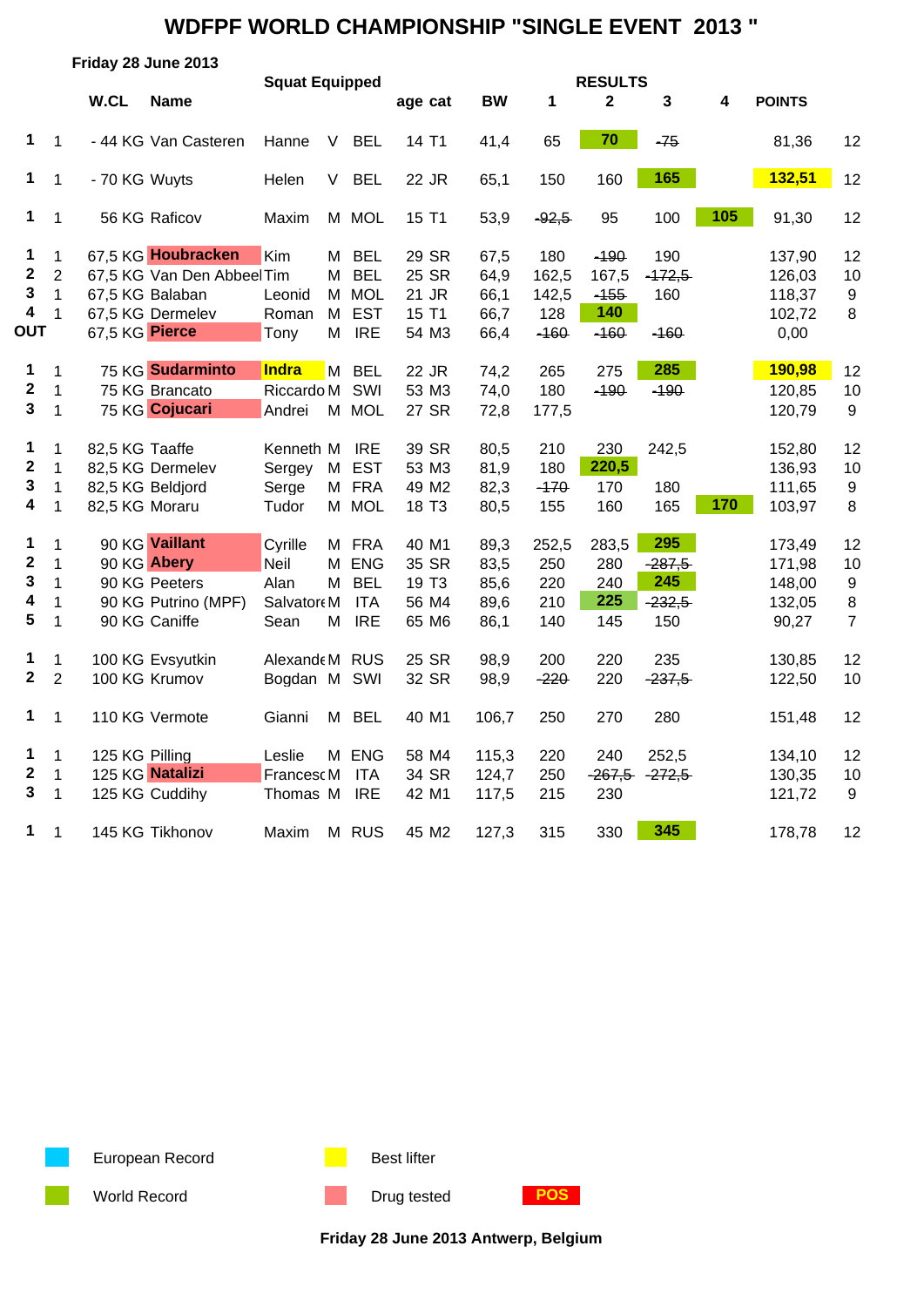# WDFPF WORLD CHAMPIONSHIP "SINGLE EVENT 2013 "

**Friday 28 June 2013**

**Squat Equipped**

| | | W.CL | Name | | | | age | cat | BW | 1 | 2 | 3 | 4 | POINTS | |
|---|---|---|---|---|---|---|---|---|---|---|---|---|---|---|---|
| 1 | 1 | - 44 KG | Van Casteren | Hanne | V | BEL | 14 | T1 | 41,4 | 65 | 70 | ~~75~~ | | 81,36 | 12 |
| 1 | 1 | - 70 KG | Wuyts | Helen | V | BEL | 22 | JR | 65,1 | 150 | 160 | 165 | | 132,51 | 12 |
| 1 | 1 | 56 KG | Raficov | Maxim | M | MOL | 15 | T1 | 53,9 | ~~92,5~~ | 95 | 100 | 105 | 91,30 | 12 |
| 1 | 1 | 67,5 KG | Houbracken | Kim | M | BEL | 29 | SR | 67,5 | 180 | ~~190~~ | 190 | | 137,90 | 12 |
| 2 | 2 | 67,5 KG | Van Den Abbeel | Tim | M | BEL | 25 | SR | 64,9 | 162,5 | 167,5 | ~~172,5~~ | | 126,03 | 10 |
| 3 | 1 | 67,5 KG | Balaban | Leonid | M | MOL | 21 | JR | 66,1 | 142,5 | ~~155~~ | 160 | | 118,37 | 9 |
| 4 | 1 | 67,5 KG | Dermelev | Roman | M | EST | 15 | T1 | 66,7 | 128 | 140 | | | 102,72 | 8 |
| OUT | | 67,5 KG | Pierce | Tony | M | IRE | 54 | M3 | 66,4 | ~~160~~ | ~~160~~ | ~~160~~ | | 0,00 | |
| 1 | 1 | 75 KG | Sudarminto | Indra | M | BEL | 22 | JR | 74,2 | 265 | 275 | 285 | | 190,98 | 12 |
| 2 | 1 | 75 KG | Brancato | Riccardo | M | SWI | 53 | M3 | 74,0 | 180 | ~~190~~ | ~~190~~ | | 120,85 | 10 |
| 3 | 1 | 75 KG | Cojucari | Andrei | M | MOL | 27 | SR | 72,8 | 177,5 | | | | 120,79 | 9 |
| 1 | 1 | 82,5 KG | Taaffe | Kenneth | M | IRE | 39 | SR | 80,5 | 210 | 230 | 242,5 | | 152,80 | 12 |
| 2 | 1 | 82,5 KG | Dermelev | Sergey | M | EST | 53 | M3 | 81,9 | 180 | 220,5 | | | 136,93 | 10 |
| 3 | 1 | 82,5 KG | Beldjord | Serge | M | FRA | 49 | M2 | 82,3 | ~~170~~ | 170 | 180 | | 111,65 | 9 |
| 4 | 1 | 82,5 KG | Moraru | Tudor | M | MOL | 18 | T3 | 80,5 | 155 | 160 | 165 | 170 | 103,97 | 8 |
| 1 | 1 | 90 KG | Vaillant | Cyrille | M | FRA | 40 | M1 | 89,3 | 252,5 | 283,5 | 295 | | 173,49 | 12 |
| 2 | 1 | 90 KG | Abery | Neil | M | ENG | 35 | SR | 83,5 | 250 | 280 | ~~287,5~~ | | 171,98 | 10 |
| 3 | 1 | 90 KG | Peeters | Alan | M | BEL | 19 | T3 | 85,6 | 220 | 240 | 245 | | 148,00 | 9 |
| 4 | 1 | 90 KG | Putrino (MPF) | Salvatore | M | ITA | 56 | M4 | 89,6 | 210 | 225 | ~~232,5~~ | | 132,05 | 8 |
| 5 | 1 | 90 KG | Caniffe | Sean | M | IRE | 65 | M6 | 86,1 | 140 | 145 | 150 | | 90,27 | 7 |
| 1 | 1 | 100 KG | Evsyutkin | Alexande | M | RUS | 25 | SR | 98,9 | 200 | 220 | 235 | | 130,85 | 12 |
| 2 | 2 | 100 KG | Krumov | Bogdan | M | SWI | 32 | SR | 98,9 | ~~220~~ | 220 | ~~237,5~~ | | 122,50 | 10 |
| 1 | 1 | 110 KG | Vermote | Gianni | M | BEL | 40 | M1 | 106,7 | 250 | 270 | 280 | | 151,48 | 12 |
| 1 | 1 | 125 KG | Pilling | Leslie | M | ENG | 58 | M4 | 115,3 | 220 | 240 | 252,5 | | 134,10 | 12 |
| 2 | 1 | 125 KG | Natalizi | Francesc | M | ITA | 34 | SR | 124,7 | 250 | ~~267,5~~ | ~~272,5~~ | | 130,35 | 10 |
| 3 | 1 | 125 KG | Cuddihy | Thomas | M | IRE | 42 | M1 | 117,5 | 215 | 230 | | | 121,72 | 9 |
| 1 | 1 | 145 KG | Tikhonov | Maxim | M | RUS | 45 | M2 | 127,3 | 315 | 330 | 345 | | 178,78 | 12 |

European Record | Best lifter

World Record | Drug tested | POS

**Friday 28 June 2013 Antwerp, Belgium**